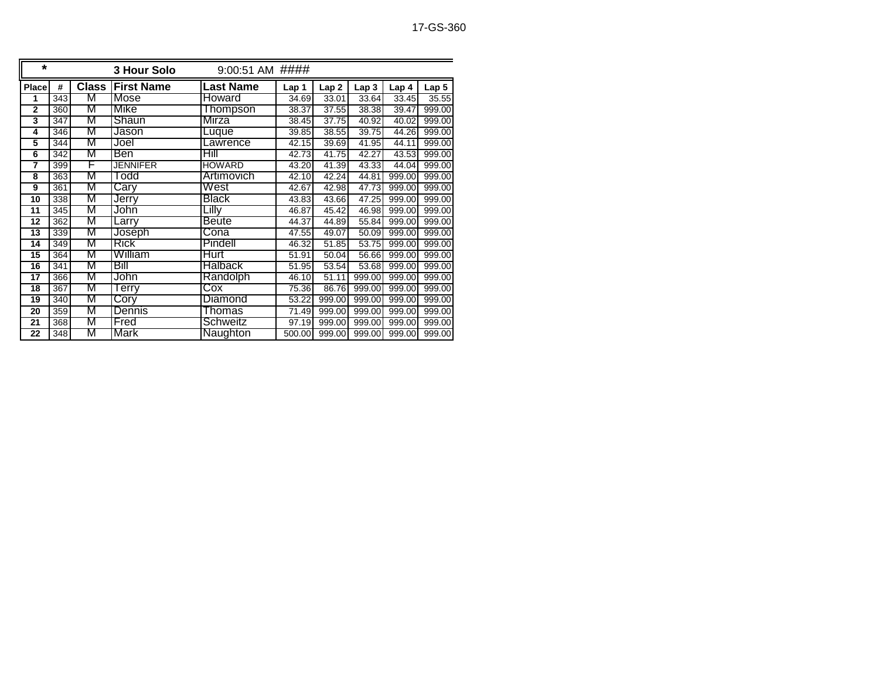17-GS-360

| * | | | 3 Hour Solo | 9:00:51 AM #### | | | | | |
|---|---|---|---|---|---|---|---|---|---|
| **Place** | **#** | **Class** | **First Name** | **Last Name** | **Lap 1** | **Lap 2** | **Lap 3** | **Lap 4** | **Lap 5** |
| **1** | 343 | M | Mose | Howard | 34.69 | 33.01 | 33.64 | 33.45 | 35.55 |
| **2** | 360 | M | Mike | Thompson | 38.37 | 37.55 | 38.38 | 39.47 | 999.00 |
| **3** | 347 | M | Shaun | Mirza | 38.45 | 37.75 | 40.92 | 40.02 | 999.00 |
| **4** | 346 | M | Jason | Luque | 39.85 | 38.55 | 39.75 | 44.26 | 999.00 |
| **5** | 344 | M | Joel | Lawrence | 42.15 | 39.69 | 41.95 | 44.11 | 999.00 |
| **6** | 342 | M | Ben | Hill | 42.73 | 41.75 | 42.27 | 43.53 | 999.00 |
| **7** | 399 | F | JENNIFER | HOWARD | 43.20 | 41.39 | 43.33 | 44.04 | 999.00 |
| **8** | 363 | M | Todd | Artimovich | 42.10 | 42.24 | 44.81 | 999.00 | 999.00 |
| **9** | 361 | M | Cary | West | 42.67 | 42.98 | 47.73 | 999.00 | 999.00 |
| **10** | 338 | M | Jerry | Black | 43.83 | 43.66 | 47.25 | 999.00 | 999.00 |
| **11** | 345 | M | John | Lilly | 46.87 | 45.42 | 46.98 | 999.00 | 999.00 |
| **12** | 362 | M | Larry | Beute | 44.37 | 44.89 | 55.84 | 999.00 | 999.00 |
| **13** | 339 | M | Joseph | Cona | 47.55 | 49.07 | 50.09 | 999.00 | 999.00 |
| **14** | 349 | M | Rick | Pindell | 46.32 | 51.85 | 53.75 | 999.00 | 999.00 |
| **15** | 364 | M | William | Hurt | 51.91 | 50.04 | 56.66 | 999.00 | 999.00 |
| **16** | 341 | M | Bill | Halback | 51.95 | 53.54 | 53.68 | 999.00 | 999.00 |
| **17** | 366 | M | John | Randolph | 46.10 | 51.11 | 999.00 | 999.00 | 999.00 |
| **18** | 367 | M | Terry | Cox | 75.36 | 86.76 | 999.00 | 999.00 | 999.00 |
| **19** | 340 | M | Cory | Diamond | 53.22 | 999.00 | 999.00 | 999.00 | 999.00 |
| **20** | 359 | M | Dennis | Thomas | 71.49 | 999.00 | 999.00 | 999.00 | 999.00 |
| **21** | 368 | M | Fred | Schweitz | 97.19 | 999.00 | 999.00 | 999.00 | 999.00 |
| **22** | 348 | M | Mark | Naughton | 500.00 | 999.00 | 999.00 | 999.00 | 999.00 |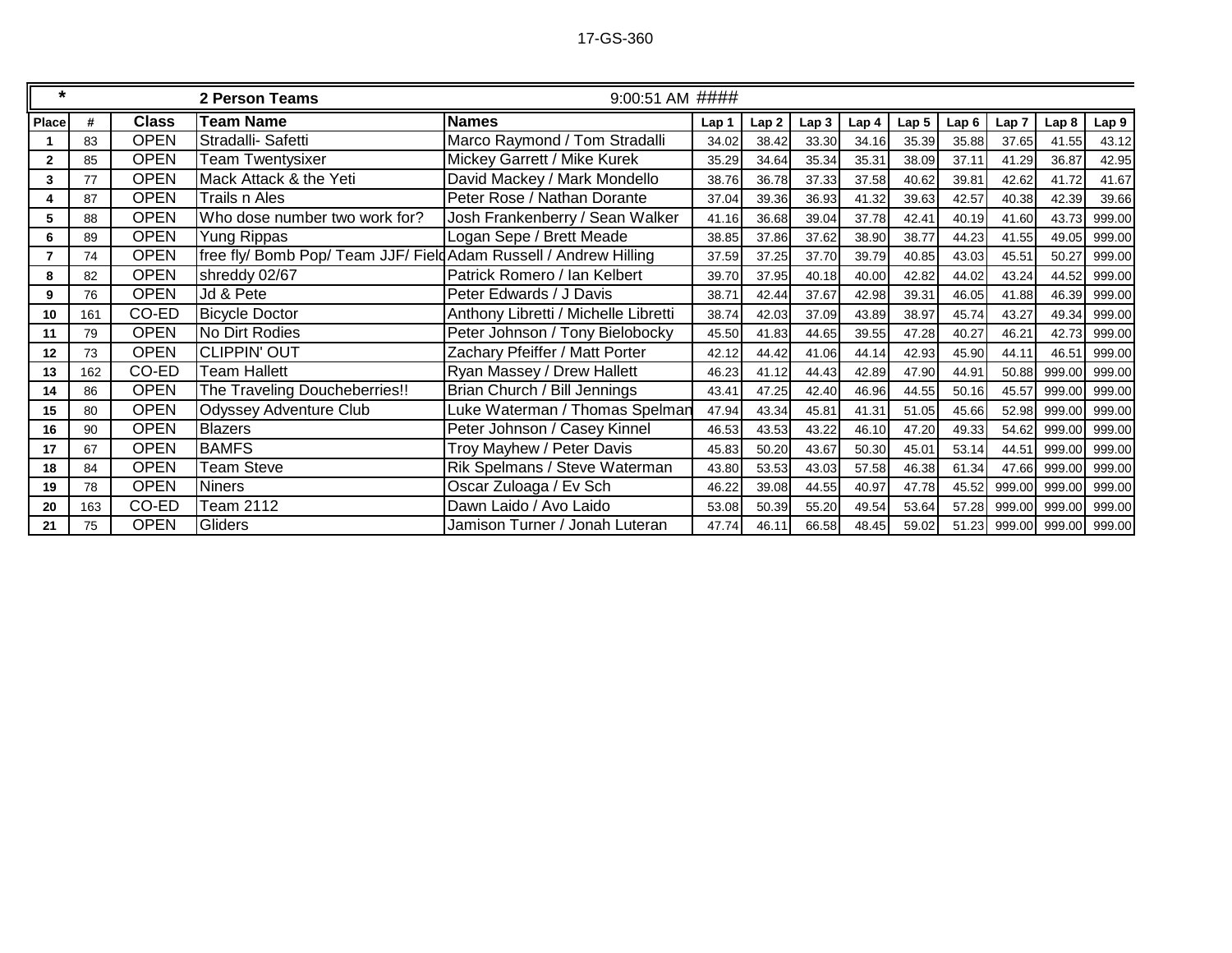17-GS-360

| * | | | 2 Person Teams | 9:00:51 AM #### | | | | | | | | | |
|---|---|---|---|---|---|---|---|---|---|---|---|---|---|
| **Place** | **#** | **Class** | **Team Name** | **Names** | **Lap 1** | **Lap 2** | **Lap 3** | **Lap 4** | **Lap 5** | **Lap 6** | **Lap 7** | **Lap 8** | **Lap 9** |
| **1** | 83 | OPEN | Stradalli- Safetti | Marco Raymond / Tom Stradalli | 34.02 | 38.42 | 33.30 | 34.16 | 35.39 | 35.88 | 37.65 | 41.55 | 43.12 |
| **2** | 85 | OPEN | Team Twentysixer | Mickey Garrett / Mike Kurek | 35.29 | 34.64 | 35.34 | 35.31 | 38.09 | 37.11 | 41.29 | 36.87 | 42.95 |
| **3** | 77 | OPEN | Mack Attack & the Yeti | David Mackey / Mark Mondello | 38.76 | 36.78 | 37.33 | 37.58 | 40.62 | 39.81 | 42.62 | 41.72 | 41.67 |
| **4** | 87 | OPEN | Trails n Ales | Peter Rose / Nathan Dorante | 37.04 | 39.36 | 36.93 | 41.32 | 39.63 | 42.57 | 40.38 | 42.39 | 39.66 |
| **5** | 88 | OPEN | Who dose number two work for? | Josh Frankenberry / Sean Walker | 41.16 | 36.68 | 39.04 | 37.78 | 42.41 | 40.19 | 41.60 | 43.73 | 999.00 |
| **6** | 89 | OPEN | Yung Rippas | Logan Sepe / Brett Meade | 38.85 | 37.86 | 37.62 | 38.90 | 38.77 | 44.23 | 41.55 | 49.05 | 999.00 |
| **7** | 74 | OPEN | free fly/ Bomb Pop/ Team JJF/ Field | Adam Russell / Andrew Hilling | 37.59 | 37.25 | 37.70 | 39.79 | 40.85 | 43.03 | 45.51 | 50.27 | 999.00 |
| **8** | 82 | OPEN | shreddy 02/67 | Patrick Romero / Ian Kelbert | 39.70 | 37.95 | 40.18 | 40.00 | 42.82 | 44.02 | 43.24 | 44.52 | 999.00 |
| **9** | 76 | OPEN | Jd & Pete | Peter Edwards / J Davis | 38.71 | 42.44 | 37.67 | 42.98 | 39.31 | 46.05 | 41.88 | 46.39 | 999.00 |
| **10** | 161 | CO-ED | Bicycle Doctor | Anthony Libretti / Michelle Libretti | 38.74 | 42.03 | 37.09 | 43.89 | 38.97 | 45.74 | 43.27 | 49.34 | 999.00 |
| **11** | 79 | OPEN | No Dirt Rodies | Peter Johnson / Tony Bielobocky | 45.50 | 41.83 | 44.65 | 39.55 | 47.28 | 40.27 | 46.21 | 42.73 | 999.00 |
| **12** | 73 | OPEN | CLIPPIN' OUT | Zachary Pfeiffer / Matt Porter | 42.12 | 44.42 | 41.06 | 44.14 | 42.93 | 45.90 | 44.11 | 46.51 | 999.00 |
| **13** | 162 | CO-ED | Team Hallett | Ryan Massey / Drew Hallett | 46.23 | 41.12 | 44.43 | 42.89 | 47.90 | 44.91 | 50.88 | 999.00 | 999.00 |
| **14** | 86 | OPEN | The Traveling Doucheberries!! | Brian Church / Bill Jennings | 43.41 | 47.25 | 42.40 | 46.96 | 44.55 | 50.16 | 45.57 | 999.00 | 999.00 |
| **15** | 80 | OPEN | Odyssey Adventure Club | Luke Waterman / Thomas Spelman | 47.94 | 43.34 | 45.81 | 41.31 | 51.05 | 45.66 | 52.98 | 999.00 | 999.00 |
| **16** | 90 | OPEN | Blazers | Peter Johnson / Casey Kinnel | 46.53 | 43.53 | 43.22 | 46.10 | 47.20 | 49.33 | 54.62 | 999.00 | 999.00 |
| **17** | 67 | OPEN | BAMFS | Troy Mayhew / Peter Davis | 45.83 | 50.20 | 43.67 | 50.30 | 45.01 | 53.14 | 44.51 | 999.00 | 999.00 |
| **18** | 84 | OPEN | Team Steve | Rik Spelmans / Steve Waterman | 43.80 | 53.53 | 43.03 | 57.58 | 46.38 | 61.34 | 47.66 | 999.00 | 999.00 |
| **19** | 78 | OPEN | Niners | Oscar Zuloaga / Ev Sch | 46.22 | 39.08 | 44.55 | 40.97 | 47.78 | 45.52 | 999.00 | 999.00 | 999.00 |
| **20** | 163 | CO-ED | Team 2112 | Dawn Laido / Avo Laido | 53.08 | 50.39 | 55.20 | 49.54 | 53.64 | 57.28 | 999.00 | 999.00 | 999.00 |
| **21** | 75 | OPEN | Gliders | Jamison Turner / Jonah Luteran | 47.74 | 46.11 | 66.58 | 48.45 | 59.02 | 51.23 | 999.00 | 999.00 | 999.00 |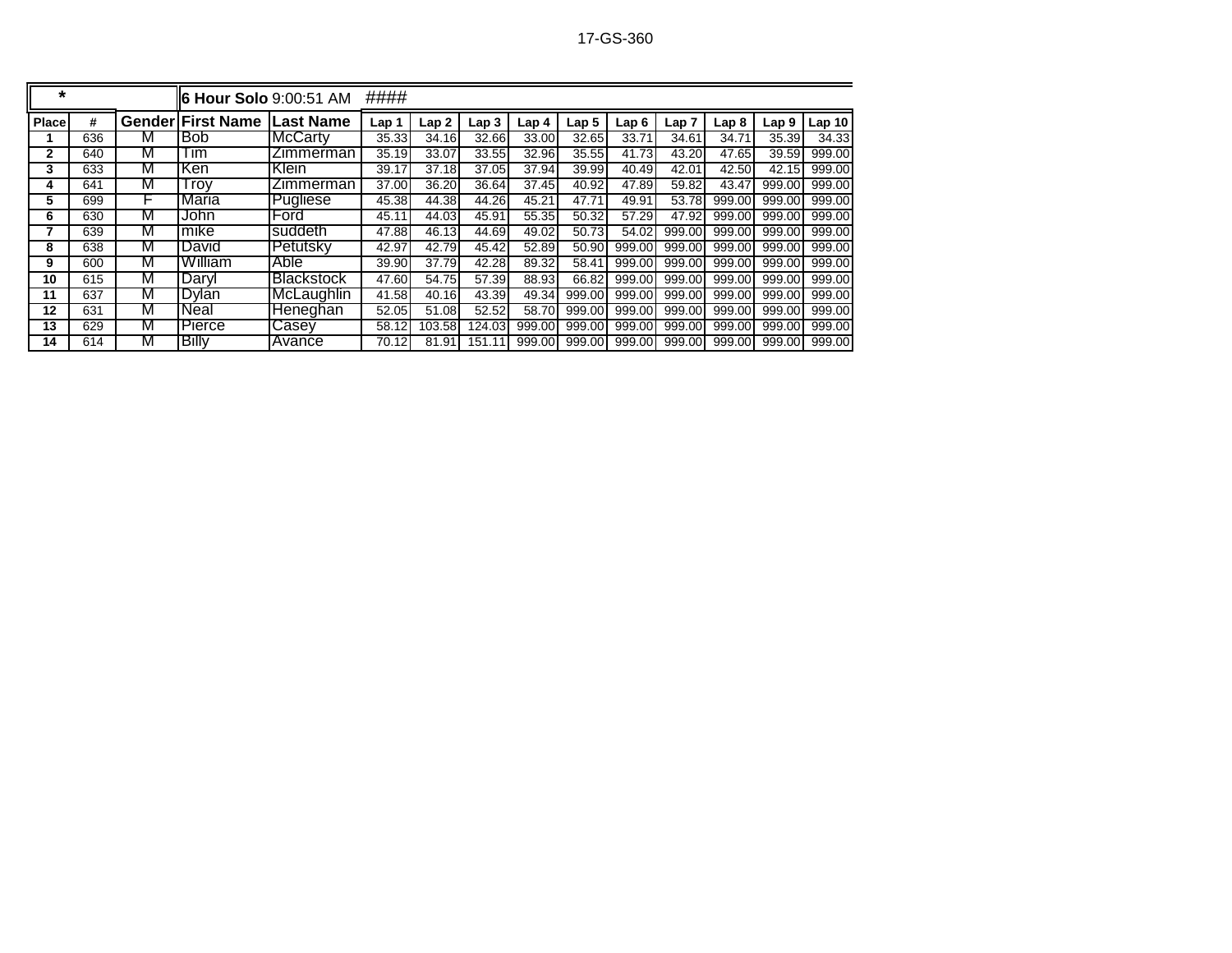17-GS-360

| * | | | 6 Hour Solo 9:00:51 AM | | #### | | | | | | | | | |
|---|---|---|---|---|---|---|---|---|---|---|---|---|---|---|
| Place | # | Gender | First Name | Last Name | Lap 1 | Lap 2 | Lap 3 | Lap 4 | Lap 5 | Lap 6 | Lap 7 | Lap 8 | Lap 9 | Lap 10 |
| 1 | 636 | M | Bob | McCarty | 35.33 | 34.16 | 32.66 | 33.00 | 32.65 | 33.71 | 34.61 | 34.71 | 35.39 | 34.33 |
| 2 | 640 | M | Tim | Zimmerman | 35.19 | 33.07 | 33.55 | 32.96 | 35.55 | 41.73 | 43.20 | 47.65 | 39.59 | 999.00 |
| 3 | 633 | M | Ken | Klein | 39.17 | 37.18 | 37.05 | 37.94 | 39.99 | 40.49 | 42.01 | 42.50 | 42.15 | 999.00 |
| 4 | 641 | M | Troy | Zimmerman | 37.00 | 36.20 | 36.64 | 37.45 | 40.92 | 47.89 | 59.82 | 43.47 | 999.00 | 999.00 |
| 5 | 699 | F | Maria | Pugliese | 45.38 | 44.38 | 44.26 | 45.21 | 47.71 | 49.91 | 53.78 | 999.00 | 999.00 | 999.00 |
| 6 | 630 | M | John | Ford | 45.11 | 44.03 | 45.91 | 55.35 | 50.32 | 57.29 | 47.92 | 999.00 | 999.00 | 999.00 |
| 7 | 639 | M | mike | suddeth | 47.88 | 46.13 | 44.69 | 49.02 | 50.73 | 54.02 | 999.00 | 999.00 | 999.00 | 999.00 |
| 8 | 638 | M | David | Petutsky | 42.97 | 42.79 | 45.42 | 52.89 | 50.90 | 999.00 | 999.00 | 999.00 | 999.00 | 999.00 |
| 9 | 600 | M | William | Able | 39.90 | 37.79 | 42.28 | 89.32 | 58.41 | 999.00 | 999.00 | 999.00 | 999.00 | 999.00 |
| 10 | 615 | M | Daryl | Blackstock | 47.60 | 54.75 | 57.39 | 88.93 | 66.82 | 999.00 | 999.00 | 999.00 | 999.00 | 999.00 |
| 11 | 637 | M | Dylan | McLaughlin | 41.58 | 40.16 | 43.39 | 49.34 | 999.00 | 999.00 | 999.00 | 999.00 | 999.00 | 999.00 |
| 12 | 631 | M | Neal | Heneghan | 52.05 | 51.08 | 52.52 | 58.70 | 999.00 | 999.00 | 999.00 | 999.00 | 999.00 | 999.00 |
| 13 | 629 | M | Pierce | Casey | 58.12 | 103.58 | 124.03 | 999.00 | 999.00 | 999.00 | 999.00 | 999.00 | 999.00 | 999.00 |
| 14 | 614 | M | Billy | Avance | 70.12 | 81.91 | 151.11 | 999.00 | 999.00 | 999.00 | 999.00 | 999.00 | 999.00 | 999.00 |